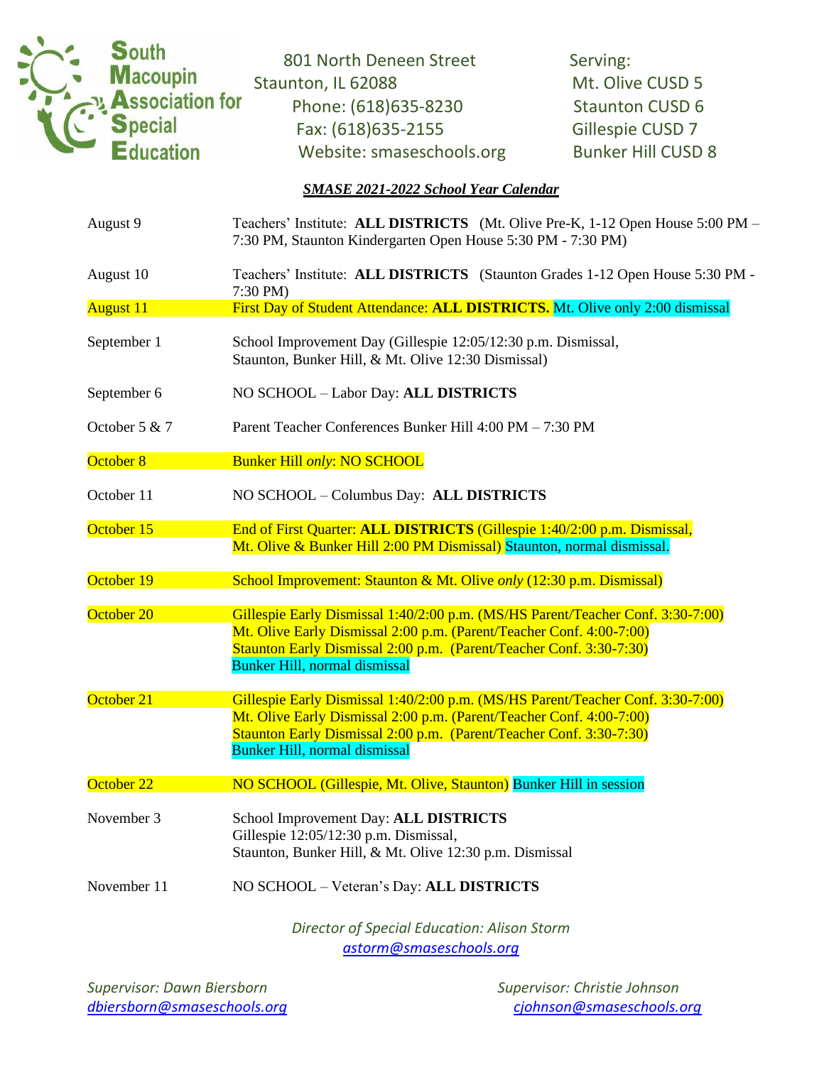**South Macoupin Association for Special Education**

801 North Deneen Street
Staunton, IL 62088
Phone: (618)635-8230
Fax: (618)635-2155
Website: smaseschools.org

Serving:
Mt. Olive CUSD 5
Staunton CUSD 6
Gillespie CUSD 7
Bunker Hill CUSD 8

***SMASE 2021-2022 School Year Calendar***

| | |
|---|---|
| August 9 | Teachers' Institute: **ALL DISTRICTS** (Mt. Olive Pre-K, 1-12 Open House 5:00 PM – 7:30 PM, Staunton Kindergarten Open House 5:30 PM - 7:30 PM) |
| August 10 | Teachers' Institute: **ALL DISTRICTS** (Staunton Grades 1-12 Open House 5:30 PM - 7:30 PM) |
| August 11 | First Day of Student Attendance: **ALL DISTRICTS.** Mt. Olive only 2:00 dismissal |
| September 1 | School Improvement Day (Gillespie 12:05/12:30 p.m. Dismissal, Staunton, Bunker Hill, & Mt. Olive 12:30 Dismissal) |
| September 6 | NO SCHOOL – Labor Day: **ALL DISTRICTS** |
| October 5 & 7 | Parent Teacher Conferences Bunker Hill 4:00 PM – 7:30 PM |
| October 8 | Bunker Hill *only*: NO SCHOOL |
| October 11 | NO SCHOOL – Columbus Day: **ALL DISTRICTS** |
| October 15 | End of First Quarter: **ALL DISTRICTS** (Gillespie 1:40/2:00 p.m. Dismissal, Mt. Olive & Bunker Hill 2:00 PM Dismissal) Staunton, normal dismissal. |
| October 19 | School Improvement: Staunton & Mt. Olive *only* (12:30 p.m. Dismissal) |
| October 20 | Gillespie Early Dismissal 1:40/2:00 p.m. (MS/HS Parent/Teacher Conf. 3:30-7:00)<br>Mt. Olive Early Dismissal 2:00 p.m. (Parent/Teacher Conf. 4:00-7:00)<br>Staunton Early Dismissal 2:00 p.m. (Parent/Teacher Conf. 3:30-7:30)<br>Bunker Hill, normal dismissal |
| October 21 | Gillespie Early Dismissal 1:40/2:00 p.m. (MS/HS Parent/Teacher Conf. 3:30-7:00)<br>Mt. Olive Early Dismissal 2:00 p.m. (Parent/Teacher Conf. 4:00-7:00)<br>Staunton Early Dismissal 2:00 p.m. (Parent/Teacher Conf. 3:30-7:30)<br>Bunker Hill, normal dismissal |
| October 22 | NO SCHOOL (Gillespie, Mt. Olive, Staunton) Bunker Hill in session |
| November 3 | School Improvement Day: **ALL DISTRICTS**<br>Gillespie 12:05/12:30 p.m. Dismissal,<br>Staunton, Bunker Hill, & Mt. Olive 12:30 p.m. Dismissal |
| November 11 | NO SCHOOL – Veteran's Day: **ALL DISTRICTS** |

*Director of Special Education: Alison Storm*
*astorm@smaseschools.org*

*Supervisor: Dawn Biersborn*
*dbiersborn@smaseschools.org*

*Supervisor: Christie Johnson*
*cjohnson@smaseschools.org*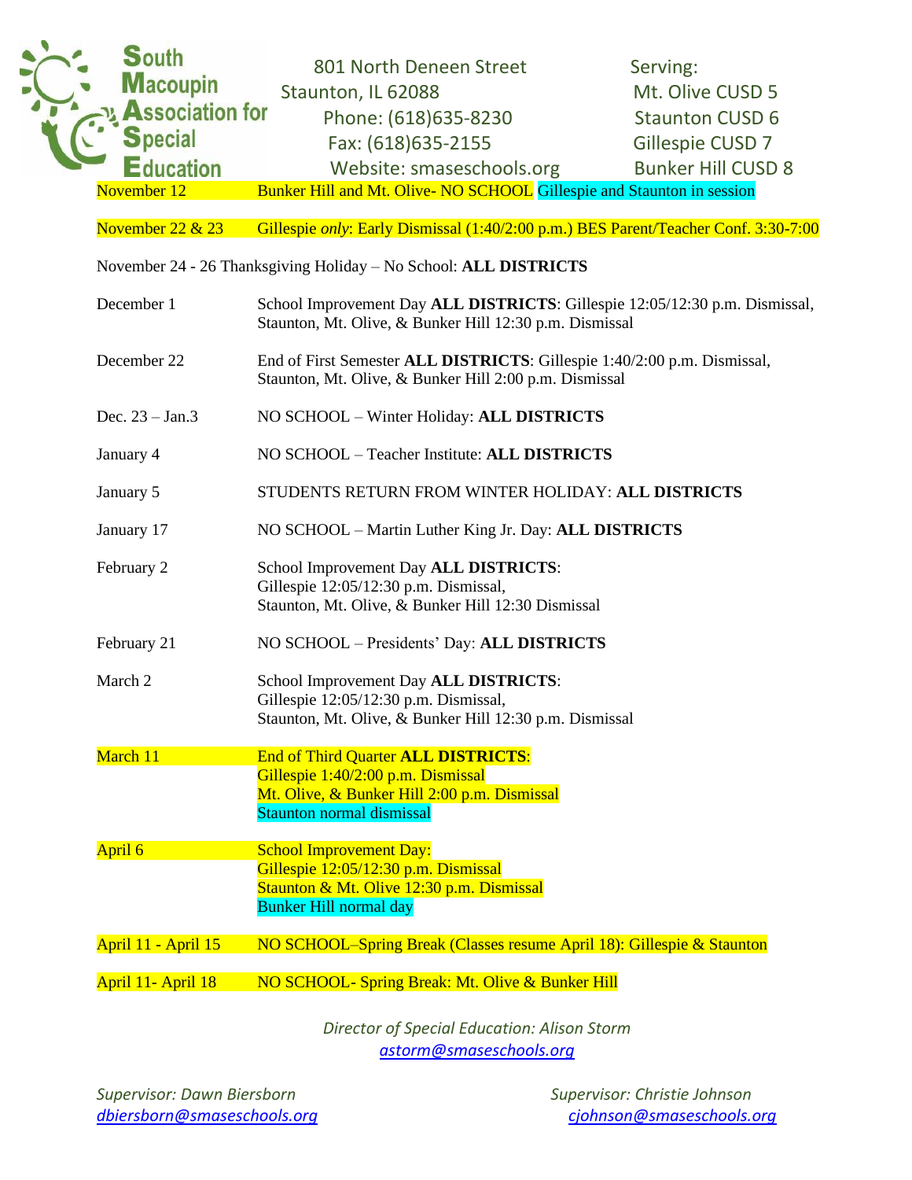**South Macoupin Association for Special Education**

801 North Deneen Street
Staunton, IL 62088
Phone: (618)635-8230
Fax: (618)635-2155
Website: smaseschools.org

Serving:
Mt. Olive CUSD 5
Staunton CUSD 6
Gillespie CUSD 7
Bunker Hill CUSD 8

| | |
|---|---|
| November 12 | Bunker Hill and Mt. Olive- NO SCHOOL Gillespie and Staunton in session |
| November 22 & 23 | Gillespie *only*: Early Dismissal (1:40/2:00 p.m.) BES Parent/Teacher Conf. 3:30-7:00 |

November 24 - 26 Thanksgiving Holiday – No School: **ALL DISTRICTS**

| | |
|---|---|
| December 1 | School Improvement Day **ALL DISTRICTS**: Gillespie 12:05/12:30 p.m. Dismissal, Staunton, Mt. Olive, & Bunker Hill 12:30 p.m. Dismissal |
| December 22 | End of First Semester **ALL DISTRICTS**: Gillespie 1:40/2:00 p.m. Dismissal, Staunton, Mt. Olive, & Bunker Hill 2:00 p.m. Dismissal |
| Dec. 23 – Jan.3 | NO SCHOOL – Winter Holiday: **ALL DISTRICTS** |
| January 4 | NO SCHOOL – Teacher Institute: **ALL DISTRICTS** |
| January 5 | STUDENTS RETURN FROM WINTER HOLIDAY: **ALL DISTRICTS** |
| January 17 | NO SCHOOL – Martin Luther King Jr. Day: **ALL DISTRICTS** |
| February 2 | School Improvement Day **ALL DISTRICTS**: Gillespie 12:05/12:30 p.m. Dismissal, Staunton, Mt. Olive, & Bunker Hill 12:30 Dismissal |
| February 21 | NO SCHOOL – Presidents' Day: **ALL DISTRICTS** |
| March 2 | School Improvement Day **ALL DISTRICTS**: Gillespie 12:05/12:30 p.m. Dismissal, Staunton, Mt. Olive, & Bunker Hill 12:30 p.m. Dismissal |
| March 11 | End of Third Quarter **ALL DISTRICTS**: Gillespie 1:40/2:00 p.m. Dismissal, Mt. Olive, & Bunker Hill 2:00 p.m. Dismissal, Staunton normal dismissal |
| April 6 | School Improvement Day: Gillespie 12:05/12:30 p.m. Dismissal, Staunton & Mt. Olive 12:30 p.m. Dismissal, Bunker Hill normal day |
| April 11 - April 15 | NO SCHOOL–Spring Break (Classes resume April 18): Gillespie & Staunton |
| April 11- April 18 | NO SCHOOL- Spring Break: Mt. Olive & Bunker Hill |

*Director of Special Education: Alison Storm*
*astorm@smaseschools.org*

*Supervisor: Dawn Biersborn*
*dbiersborn@smaseschools.org*

*Supervisor: Christie Johnson*
*cjohnson@smaseschools.org*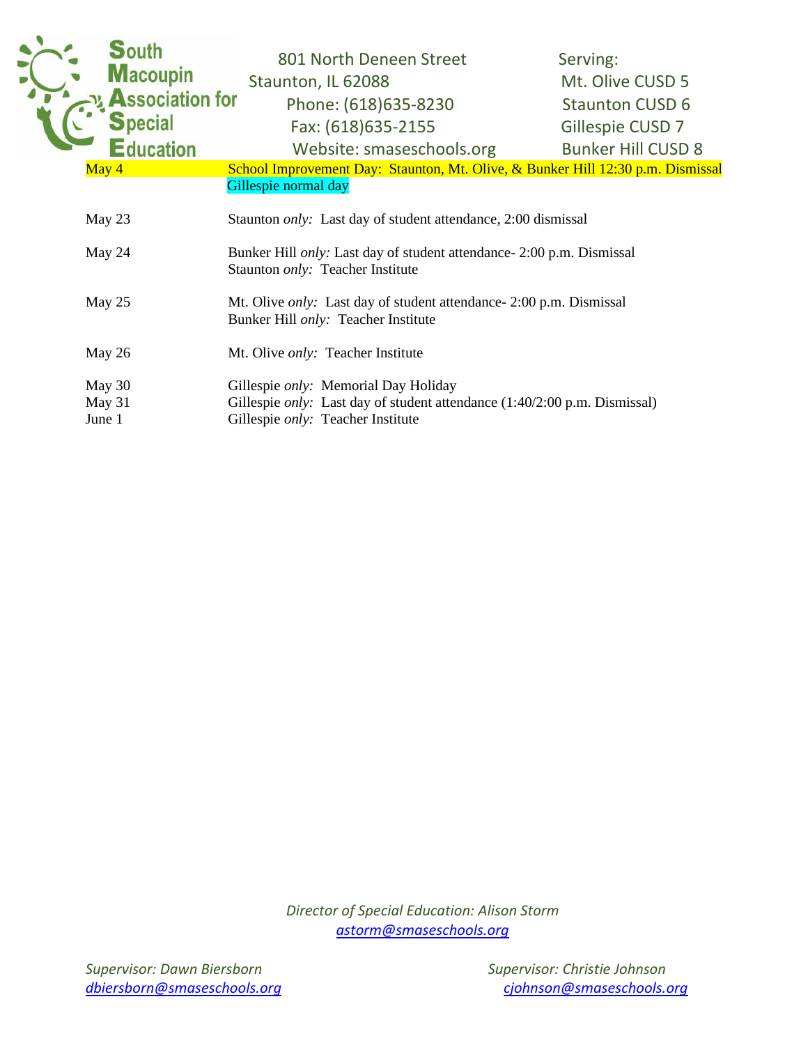**South Macoupin Association for Special Education**

801 North Deneen Street
Staunton, IL 62088
Phone: (618)635-8230
Fax: (618)635-2155
Website: smaseschools.org

Serving:
Mt. Olive CUSD 5
Staunton CUSD 6
Gillespie CUSD 7
Bunker Hill CUSD 8

| | |
|---|---|
| May 4 | School Improvement Day: Staunton, Mt. Olive, & Bunker Hill 12:30 p.m. Dismissal<br>Gillespie normal day |
| May 23 | Staunton *only:* Last day of student attendance, 2:00 dismissal |
| May 24 | Bunker Hill *only:* Last day of student attendance- 2:00 p.m. Dismissal<br>Staunton *only:* Teacher Institute |
| May 25 | Mt. Olive *only:* Last day of student attendance- 2:00 p.m. Dismissal<br>Bunker Hill *only:* Teacher Institute |
| May 26 | Mt. Olive *only:* Teacher Institute |
| May 30 | Gillespie *only:* Memorial Day Holiday |
| May 31 | Gillespie *only:* Last day of student attendance (1:40/2:00 p.m. Dismissal) |
| June 1 | Gillespie *only:* Teacher Institute |

*Director of Special Education: Alison Storm*
*astorm@smaseschools.org*

*Supervisor: Dawn Biersborn*
*dbiersborn@smaseschools.org*

*Supervisor: Christie Johnson*
*cjohnson@smaseschools.org*